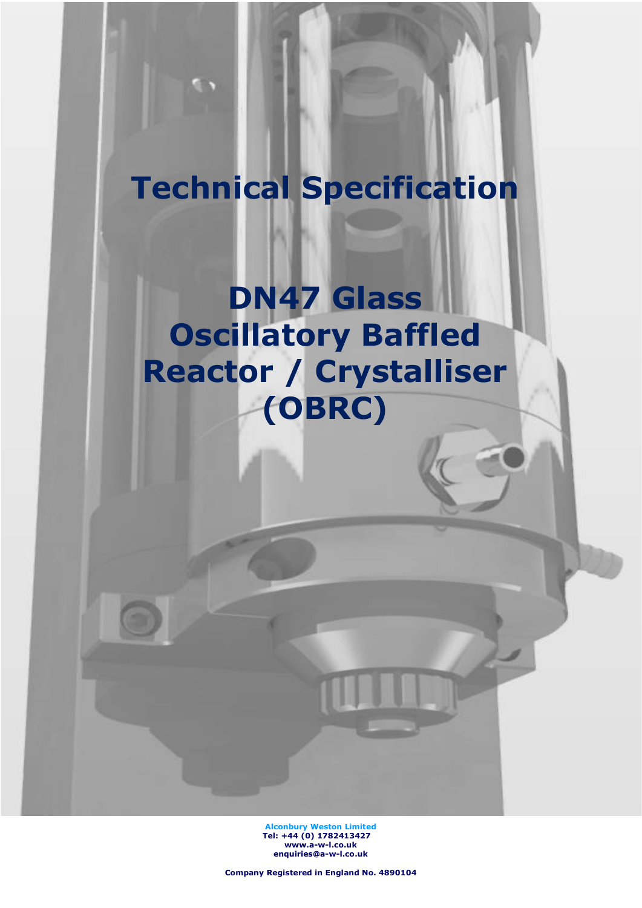# Technical Specification

# DN47 Glass Oscillatory Baffled Reactor / Crystalliser (OBRC)

**Alconbury Weston Limited**
**Tel: +44 (0) 1782413427**
**www.a-w-l.co.uk**
**enquiries@a-w-l.co.uk**

**Company Registered in England No. 4890104**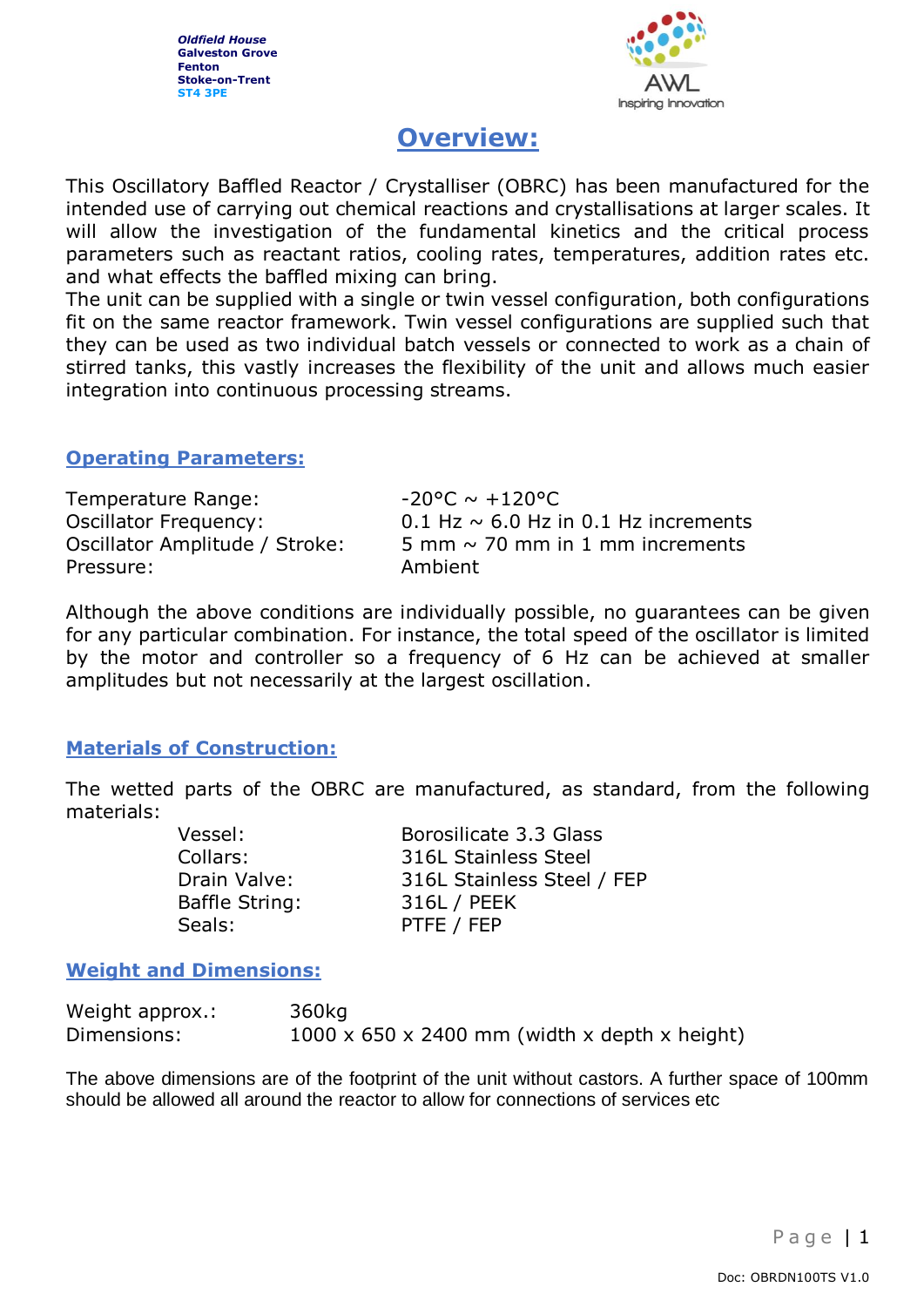Oldfield House
Galveston Grove
Fenton
Stoke-on-Trent
ST4 3PE

AWL
Inspiring Innovation

# Overview:

This Oscillatory Baffled Reactor / Crystalliser (OBRC) has been manufactured for the intended use of carrying out chemical reactions and crystallisations at larger scales. It will allow the investigation of the fundamental kinetics and the critical process parameters such as reactant ratios, cooling rates, temperatures, addition rates etc. and what effects the baffled mixing can bring.
The unit can be supplied with a single or twin vessel configuration, both configurations fit on the same reactor framework. Twin vessel configurations are supplied such that they can be used as two individual batch vessels or connected to work as a chain of stirred tanks, this vastly increases the flexibility of the unit and allows much easier integration into continuous processing streams.

## Operating Parameters:

| | |
|---|---|
| Temperature Range: | -20°C ~ +120°C |
| Oscillator Frequency: | 0.1 Hz ~ 6.0 Hz in 0.1 Hz increments |
| Oscillator Amplitude / Stroke: | 5 mm ~ 70 mm in 1 mm increments |
| Pressure: | Ambient |

Although the above conditions are individually possible, no guarantees can be given for any particular combination. For instance, the total speed of the oscillator is limited by the motor and controller so a frequency of 6 Hz can be achieved at smaller amplitudes but not necessarily at the largest oscillation.

## Materials of Construction:

The wetted parts of the OBRC are manufactured, as standard, from the following materials:

| | |
|---|---|
| Vessel: | Borosilicate 3.3 Glass |
| Collars: | 316L Stainless Steel |
| Drain Valve: | 316L Stainless Steel / FEP |
| Baffle String: | 316L / PEEK |
| Seals: | PTFE / FEP |

## Weight and Dimensions:

| | |
|---|---|
| Weight approx.: | 360kg |
| Dimensions: | 1000 x 650 x 2400 mm (width x depth x height) |

The above dimensions are of the footprint of the unit without castors. A further space of 100mm should be allowed all around the reactor to allow for connections of services etc

Doc: OBRDN100TS V1.0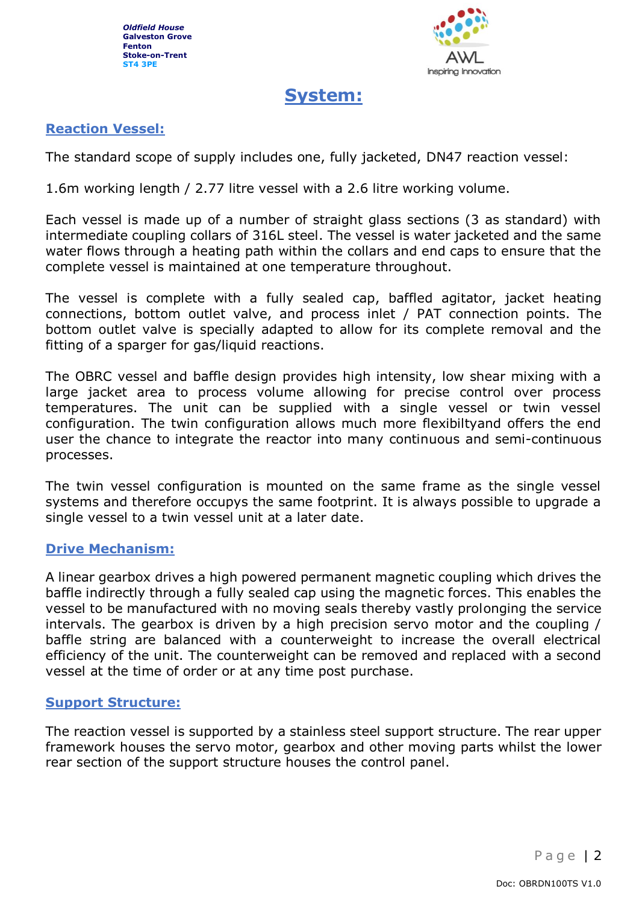# System:

## Reaction Vessel:

The standard scope of supply includes one, fully jacketed, DN47 reaction vessel:

1.6m working length / 2.77 litre vessel with a 2.6 litre working volume.

Each vessel is made up of a number of straight glass sections (3 as standard) with intermediate coupling collars of 316L steel. The vessel is water jacketed and the same water flows through a heating path within the collars and end caps to ensure that the complete vessel is maintained at one temperature throughout.

The vessel is complete with a fully sealed cap, baffled agitator, jacket heating connections, bottom outlet valve, and process inlet / PAT connection points. The bottom outlet valve is specially adapted to allow for its complete removal and the fitting of a sparger for gas/liquid reactions.

The OBRC vessel and baffle design provides high intensity, low shear mixing with a large jacket area to process volume allowing for precise control over process temperatures. The unit can be supplied with a single vessel or twin vessel configuration. The twin configuration allows much more flexibiltyand offers the end user the chance to integrate the reactor into many continuous and semi-continuous processes.

The twin vessel configuration is mounted on the same frame as the single vessel systems and therefore occupys the same footprint. It is always possible to upgrade a single vessel to a twin vessel unit at a later date.

## Drive Mechanism:

A linear gearbox drives a high powered permanent magnetic coupling which drives the baffle indirectly through a fully sealed cap using the magnetic forces. This enables the vessel to be manufactured with no moving seals thereby vastly prolonging the service intervals. The gearbox is driven by a high precision servo motor and the coupling / baffle string are balanced with a counterweight to increase the overall electrical efficiency of the unit. The counterweight can be removed and replaced with a second vessel at the time of order or at any time post purchase.

## Support Structure:

The reaction vessel is supported by a stainless steel support structure. The rear upper framework houses the servo motor, gearbox and other moving parts whilst the lower rear section of the support structure houses the control panel.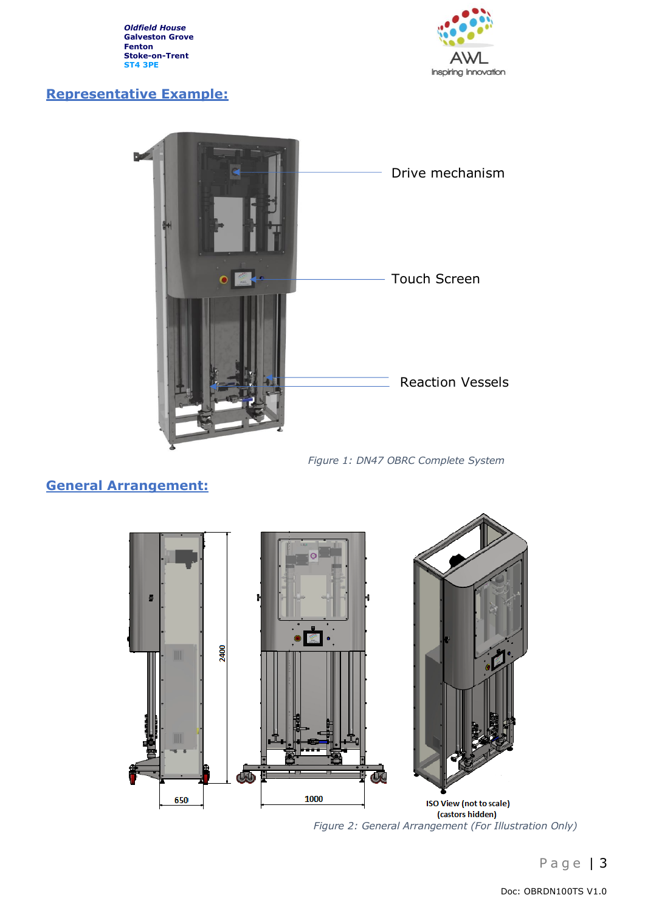Oldfield House
Galveston Grove
Fenton
Stoke-on-Trent
ST4 3PE

## Representative Example:

Drive mechanism

Touch Screen

Reaction Vessels

*Figure 1: DN47 OBRC Complete System*

## General Arrangement:

2400

650

1000

ISO View (not to scale)
(castors hidden)

*Figure 2: General Arrangement (For Illustration Only)*

Doc: OBRDN100TS V1.0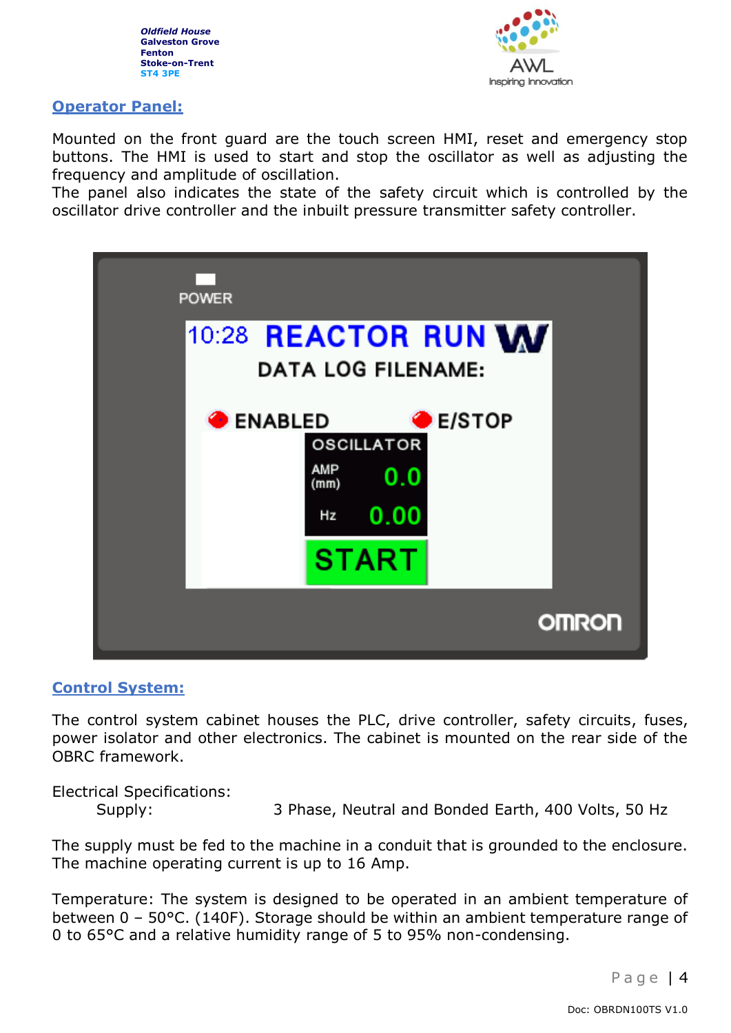## Operator Panel:

Mounted on the front guard are the touch screen HMI, reset and emergency stop buttons. The HMI is used to start and stop the oscillator as well as adjusting the frequency and amplitude of oscillation.
The panel also indicates the state of the safety circuit which is controlled by the oscillator drive controller and the inbuilt pressure transmitter safety controller.

## Control System:

The control system cabinet houses the PLC, drive controller, safety circuits, fuses, power isolator and other electronics. The cabinet is mounted on the rear side of the OBRC framework.

Electrical Specifications:

| | |
|---|---|
| Supply: | 3 Phase, Neutral and Bonded Earth, 400 Volts, 50 Hz |

The supply must be fed to the machine in a conduit that is grounded to the enclosure. The machine operating current is up to 16 Amp.

Temperature: The system is designed to be operated in an ambient temperature of between 0 – 50°C. (140F). Storage should be within an ambient temperature range of 0 to 65°C and a relative humidity range of 5 to 95% non-condensing.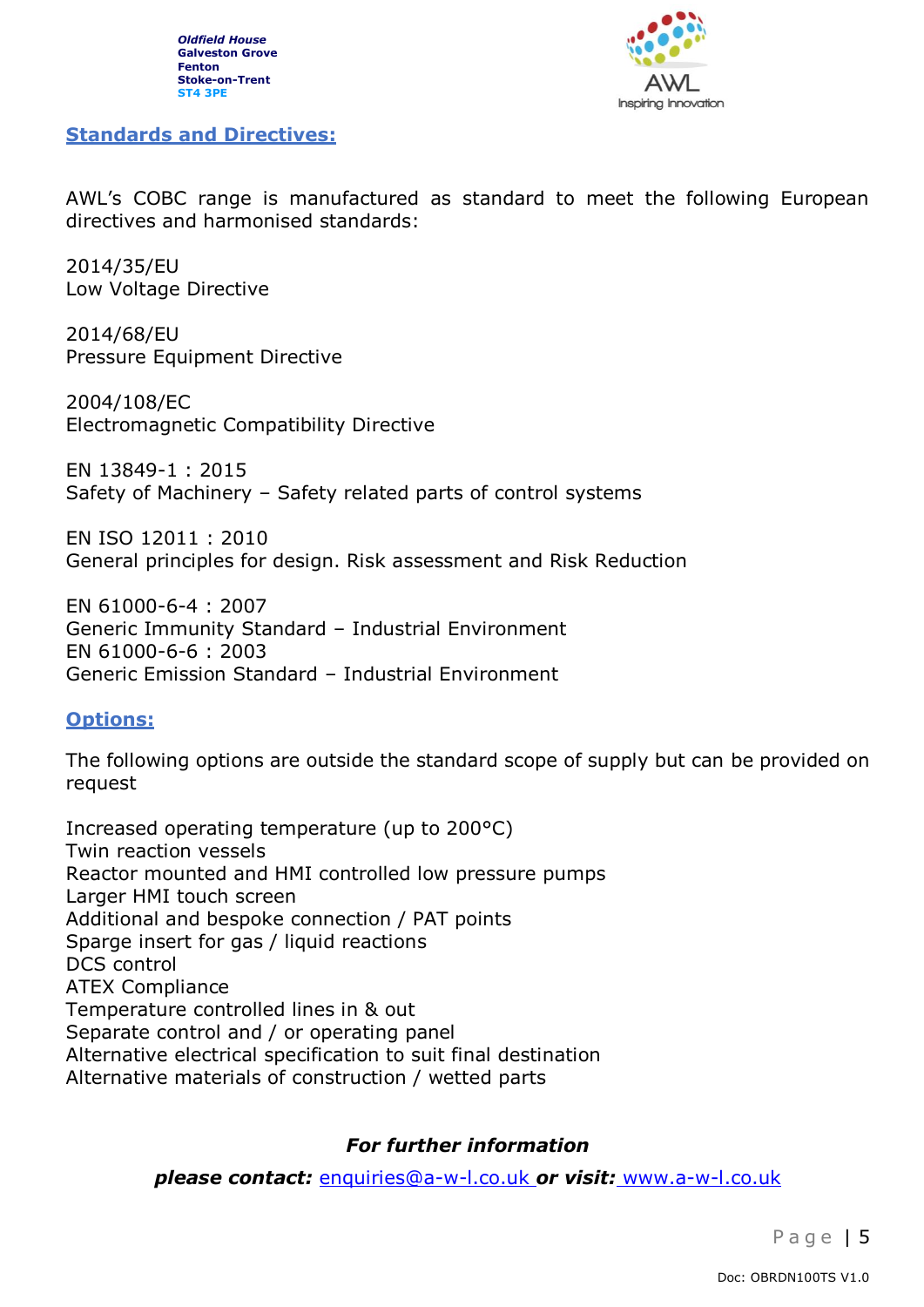**Oldfield House**
**Galveston Grove**
**Fenton**
**Stoke-on-Trent**
**ST4 3PE**

## Standards and Directives:

AWL's COBC range is manufactured as standard to meet the following European directives and harmonised standards:

2014/35/EU
Low Voltage Directive

2014/68/EU
Pressure Equipment Directive

2004/108/EC
Electromagnetic Compatibility Directive

EN 13849-1 : 2015
Safety of Machinery – Safety related parts of control systems

EN ISO 12011 : 2010
General principles for design. Risk assessment and Risk Reduction

EN 61000-6-4 : 2007
Generic Immunity Standard – Industrial Environment
EN 61000-6-6 : 2003
Generic Emission Standard – Industrial Environment

## Options:

The following options are outside the standard scope of supply but can be provided on request

Increased operating temperature (up to 200°C)
Twin reaction vessels
Reactor mounted and HMI controlled low pressure pumps
Larger HMI touch screen
Additional and bespoke connection / PAT points
Sparge insert for gas / liquid reactions
DCS control
ATEX Compliance
Temperature controlled lines in & out
Separate control and / or operating panel
Alternative electrical specification to suit final destination
Alternative materials of construction / wetted parts

***For further information***

***please contact:*** enquiries@a-w-l.co.uk ***or visit:*** www.a-w-l.co.uk

Doc: OBRDN100TS V1.0